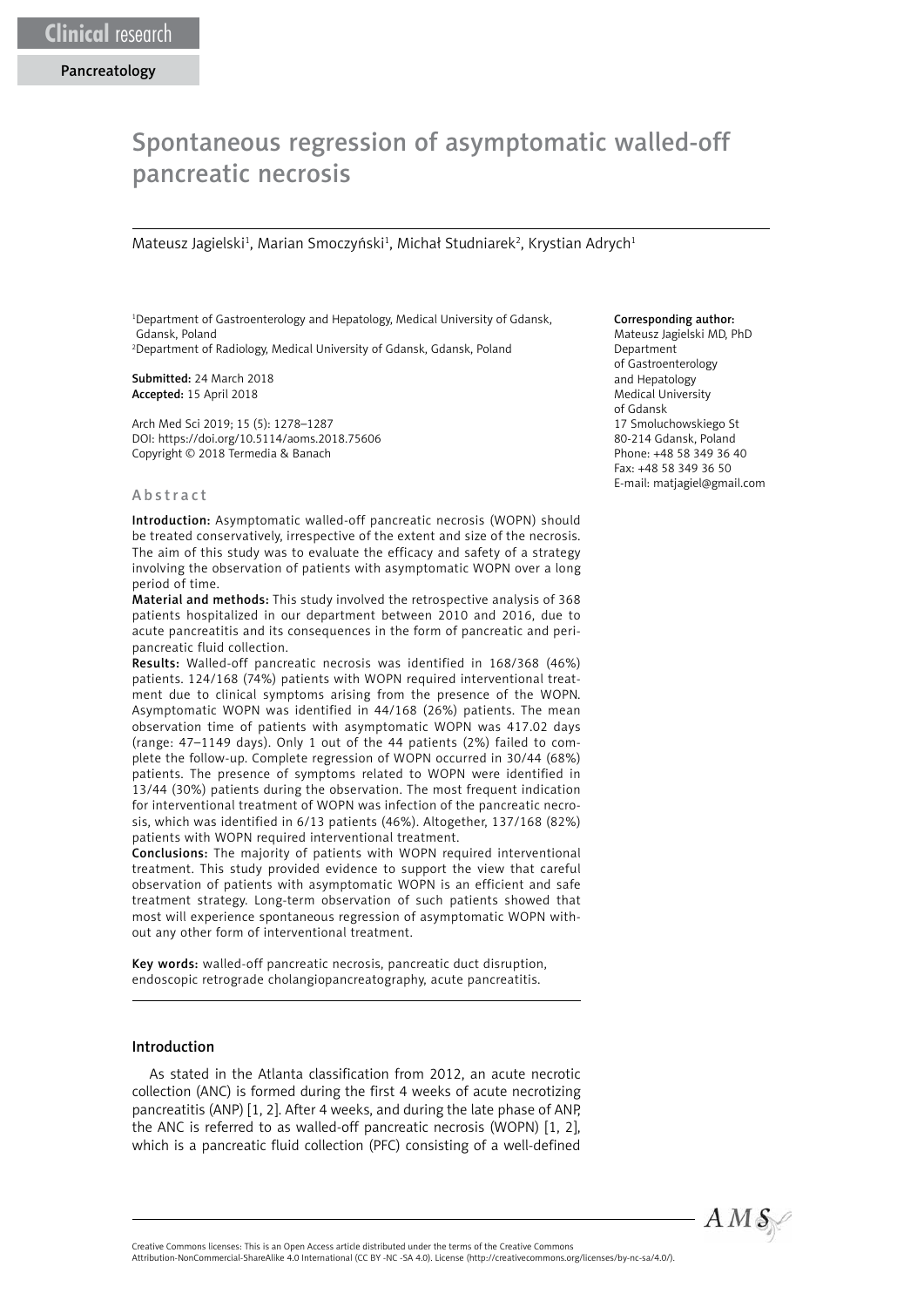Clinical research

Pancreatology

# Spontaneous regression of asymptomatic walled-off pancreatic necrosis

Mateusz Jagielski[1], Marian Smoczyński[1], Michał Studniarek[2], Krystian Adrych[1]

[1]Department of Gastroenterology and Hepatology, Medical University of Gdansk, Gdansk, Poland
[2]Department of Radiology, Medical University of Gdansk, Gdansk, Poland

**Submitted:** 24 March 2018
**Accepted:** 15 April 2018

Arch Med Sci 2019; 15 (5): 1278–1287
DOI: https://doi.org/10.5114/aoms.2018.75606
Copyright © 2018 Termedia & Banach

**Corresponding author:**
Mateusz Jagielski MD, PhD
Department of Gastroenterology and Hepatology
Medical University of Gdansk
17 Smoluchowskiego St
80-214 Gdansk, Poland
Phone: +48 58 349 36 40
Fax: +48 58 349 36 50
E-mail: matjagiel@gmail.com

## Abstract

**Introduction:** Asymptomatic walled-off pancreatic necrosis (WOPN) should be treated conservatively, irrespective of the extent and size of the necrosis. The aim of this study was to evaluate the efficacy and safety of a strategy involving the observation of patients with asymptomatic WOPN over a long period of time.

**Material and methods:** This study involved the retrospective analysis of 368 patients hospitalized in our department between 2010 and 2016, due to acute pancreatitis and its consequences in the form of pancreatic and peripancreatic fluid collection.

**Results:** Walled-off pancreatic necrosis was identified in 168/368 (46%) patients. 124/168 (74%) patients with WOPN required interventional treatment due to clinical symptoms arising from the presence of the WOPN. Asymptomatic WOPN was identified in 44/168 (26%) patients. The mean observation time of patients with asymptomatic WOPN was 417.02 days (range: 47–1149 days). Only 1 out of the 44 patients (2%) failed to complete the follow-up. Complete regression of WOPN occurred in 30/44 (68%) patients. The presence of symptoms related to WOPN were identified in 13/44 (30%) patients during the observation. The most frequent indication for interventional treatment of WOPN was infection of the pancreatic necrosis, which was identified in 6/13 patients (46%). Altogether, 137/168 (82%) patients with WOPN required interventional treatment.

**Conclusions:** The majority of patients with WOPN required interventional treatment. This study provided evidence to support the view that careful observation of patients with asymptomatic WOPN is an efficient and safe treatment strategy. Long-term observation of such patients showed that most will experience spontaneous regression of asymptomatic WOPN without any other form of interventional treatment.

**Key words:** walled-off pancreatic necrosis, pancreatic duct disruption, endoscopic retrograde cholangiopancreatography, acute pancreatitis.

## Introduction

As stated in the Atlanta classification from 2012, an acute necrotic collection (ANC) is formed during the first 4 weeks of acute necrotizing pancreatitis (ANP) [1, 2]. After 4 weeks, and during the late phase of ANP, the ANC is referred to as walled-off pancreatic necrosis (WOPN) [1, 2], which is a pancreatic fluid collection (PFC) consisting of a well-defined

Creative Commons licenses: This is an Open Access article distributed under the terms of the Creative Commons Attribution-NonCommercial-ShareAlike 4.0 International (CC BY -NC -SA 4.0). License (http://creativecommons.org/licenses/by-nc-sa/4.0/).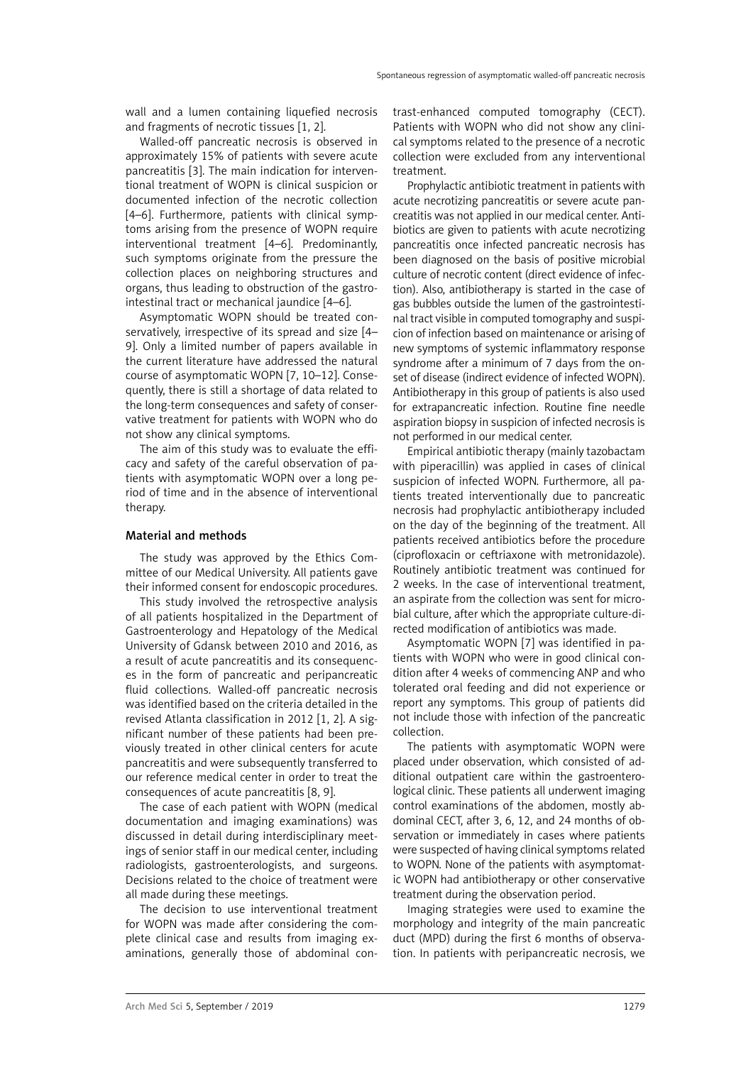wall and a lumen containing liquefied necrosis and fragments of necrotic tissues [1, 2].

Walled-off pancreatic necrosis is observed in approximately 15% of patients with severe acute pancreatitis [3]. The main indication for interventional treatment of WOPN is clinical suspicion or documented infection of the necrotic collection [4–6]. Furthermore, patients with clinical symptoms arising from the presence of WOPN require interventional treatment [4–6]. Predominantly, such symptoms originate from the pressure the collection places on neighboring structures and organs, thus leading to obstruction of the gastrointestinal tract or mechanical jaundice [4–6].

Asymptomatic WOPN should be treated conservatively, irrespective of its spread and size [4–9]. Only a limited number of papers available in the current literature have addressed the natural course of asymptomatic WOPN [7, 10–12]. Consequently, there is still a shortage of data related to the long-term consequences and safety of conservative treatment for patients with WOPN who do not show any clinical symptoms.

The aim of this study was to evaluate the efficacy and safety of the careful observation of patients with asymptomatic WOPN over a long period of time and in the absence of interventional therapy.

## Material and methods

The study was approved by the Ethics Committee of our Medical University. All patients gave their informed consent for endoscopic procedures.

This study involved the retrospective analysis of all patients hospitalized in the Department of Gastroenterology and Hepatology of the Medical University of Gdansk between 2010 and 2016, as a result of acute pancreatitis and its consequences in the form of pancreatic and peripancreatic fluid collections. Walled-off pancreatic necrosis was identified based on the criteria detailed in the revised Atlanta classification in 2012 [1, 2]. A significant number of these patients had been previously treated in other clinical centers for acute pancreatitis and were subsequently transferred to our reference medical center in order to treat the consequences of acute pancreatitis [8, 9].

The case of each patient with WOPN (medical documentation and imaging examinations) was discussed in detail during interdisciplinary meetings of senior staff in our medical center, including radiologists, gastroenterologists, and surgeons. Decisions related to the choice of treatment were all made during these meetings.

The decision to use interventional treatment for WOPN was made after considering the complete clinical case and results from imaging examinations, generally those of abdominal contrast-enhanced computed tomography (CECT). Patients with WOPN who did not show any clinical symptoms related to the presence of a necrotic collection were excluded from any interventional treatment.

Prophylactic antibiotic treatment in patients with acute necrotizing pancreatitis or severe acute pancreatitis was not applied in our medical center. Antibiotics are given to patients with acute necrotizing pancreatitis once infected pancreatic necrosis has been diagnosed on the basis of positive microbial culture of necrotic content (direct evidence of infection). Also, antibiotherapy is started in the case of gas bubbles outside the lumen of the gastrointestinal tract visible in computed tomography and suspicion of infection based on maintenance or arising of new symptoms of systemic inflammatory response syndrome after a minimum of 7 days from the onset of disease (indirect evidence of infected WOPN). Antibiotherapy in this group of patients is also used for extrapancreatic infection. Routine fine needle aspiration biopsy in suspicion of infected necrosis is not performed in our medical center.

Empirical antibiotic therapy (mainly tazobactam with piperacillin) was applied in cases of clinical suspicion of infected WOPN. Furthermore, all patients treated interventionally due to pancreatic necrosis had prophylactic antibiotherapy included on the day of the beginning of the treatment. All patients received antibiotics before the procedure (ciprofloxacin or ceftriaxone with metronidazole). Routinely antibiotic treatment was continued for 2 weeks. In the case of interventional treatment, an aspirate from the collection was sent for microbial culture, after which the appropriate culture-directed modification of antibiotics was made.

Asymptomatic WOPN [7] was identified in patients with WOPN who were in good clinical condition after 4 weeks of commencing ANP and who tolerated oral feeding and did not experience or report any symptoms. This group of patients did not include those with infection of the pancreatic collection.

The patients with asymptomatic WOPN were placed under observation, which consisted of additional outpatient care within the gastroenterological clinic. These patients all underwent imaging control examinations of the abdomen, mostly abdominal CECT, after 3, 6, 12, and 24 months of observation or immediately in cases where patients were suspected of having clinical symptoms related to WOPN. None of the patients with asymptomatic WOPN had antibiotherapy or other conservative treatment during the observation period.

Imaging strategies were used to examine the morphology and integrity of the main pancreatic duct (MPD) during the first 6 months of observation. In patients with peripancreatic necrosis, we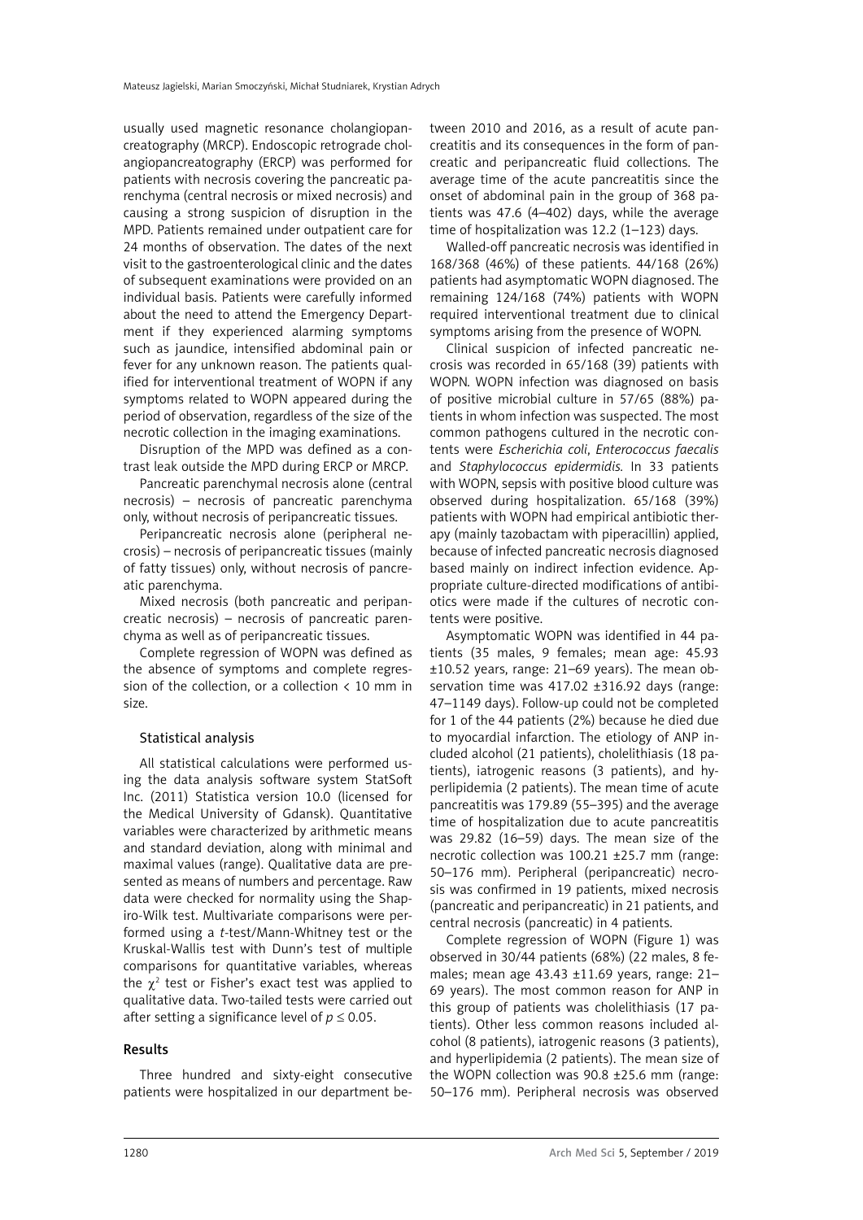usually used magnetic resonance cholangiopancreatography (MRCP). Endoscopic retrograde cholangiopancreatography (ERCP) was performed for patients with necrosis covering the pancreatic parenchyma (central necrosis or mixed necrosis) and causing a strong suspicion of disruption in the MPD. Patients remained under outpatient care for 24 months of observation. The dates of the next visit to the gastroenterological clinic and the dates of subsequent examinations were provided on an individual basis. Patients were carefully informed about the need to attend the Emergency Department if they experienced alarming symptoms such as jaundice, intensified abdominal pain or fever for any unknown reason. The patients qualified for interventional treatment of WOPN if any symptoms related to WOPN appeared during the period of observation, regardless of the size of the necrotic collection in the imaging examinations.

Disruption of the MPD was defined as a contrast leak outside the MPD during ERCP or MRCP.

Pancreatic parenchymal necrosis alone (central necrosis) – necrosis of pancreatic parenchyma only, without necrosis of peripancreatic tissues.

Peripancreatic necrosis alone (peripheral necrosis) – necrosis of peripancreatic tissues (mainly of fatty tissues) only, without necrosis of pancreatic parenchyma.

Mixed necrosis (both pancreatic and peripancreatic necrosis) – necrosis of pancreatic parenchyma as well as of peripancreatic tissues.

Complete regression of WOPN was defined as the absence of symptoms and complete regression of the collection, or a collection < 10 mm in size.

### Statistical analysis

All statistical calculations were performed using the data analysis software system StatSoft Inc. (2011) Statistica version 10.0 (licensed for the Medical University of Gdansk). Quantitative variables were characterized by arithmetic means and standard deviation, along with minimal and maximal values (range). Qualitative data are presented as means of numbers and percentage. Raw data were checked for normality using the Shapiro-Wilk test. Multivariate comparisons were performed using a *t*-test/Mann-Whitney test or the Kruskal-Wallis test with Dunn's test of multiple comparisons for quantitative variables, whereas the $\chi^2$ test or Fisher's exact test was applied to qualitative data. Two-tailed tests were carried out after setting a significance level of $p \leq 0.05$.

## Results

Three hundred and sixty-eight consecutive patients were hospitalized in our department between 2010 and 2016, as a result of acute pancreatitis and its consequences in the form of pancreatic and peripancreatic fluid collections. The average time of the acute pancreatitis since the onset of abdominal pain in the group of 368 patients was 47.6 (4–402) days, while the average time of hospitalization was 12.2 (1–123) days.

Walled-off pancreatic necrosis was identified in 168/368 (46%) of these patients. 44/168 (26%) patients had asymptomatic WOPN diagnosed. The remaining 124/168 (74%) patients with WOPN required interventional treatment due to clinical symptoms arising from the presence of WOPN.

Clinical suspicion of infected pancreatic necrosis was recorded in 65/168 (39) patients with WOPN. WOPN infection was diagnosed on basis of positive microbial culture in 57/65 (88%) patients in whom infection was suspected. The most common pathogens cultured in the necrotic contents were *Escherichia coli*, *Enterococcus faecalis* and *Staphylococcus epidermidis.* In 33 patients with WOPN, sepsis with positive blood culture was observed during hospitalization. 65/168 (39%) patients with WOPN had empirical antibiotic therapy (mainly tazobactam with piperacillin) applied, because of infected pancreatic necrosis diagnosed based mainly on indirect infection evidence. Appropriate culture-directed modifications of antibiotics were made if the cultures of necrotic contents were positive.

Asymptomatic WOPN was identified in 44 patients (35 males, 9 females; mean age: 45.93 ±10.52 years, range: 21–69 years). The mean observation time was 417.02 ±316.92 days (range: 47–1149 days). Follow-up could not be completed for 1 of the 44 patients (2%) because he died due to myocardial infarction. The etiology of ANP included alcohol (21 patients), cholelithiasis (18 patients), iatrogenic reasons (3 patients), and hyperlipidemia (2 patients). The mean time of acute pancreatitis was 179.89 (55–395) and the average time of hospitalization due to acute pancreatitis was 29.82 (16–59) days. The mean size of the necrotic collection was 100.21 ±25.7 mm (range: 50–176 mm). Peripheral (peripancreatic) necrosis was confirmed in 19 patients, mixed necrosis (pancreatic and peripancreatic) in 21 patients, and central necrosis (pancreatic) in 4 patients.

Complete regression of WOPN (Figure 1) was observed in 30/44 patients (68%) (22 males, 8 females; mean age 43.43 ±11.69 years, range: 21–69 years). The most common reason for ANP in this group of patients was cholelithiasis (17 patients). Other less common reasons included alcohol (8 patients), iatrogenic reasons (3 patients), and hyperlipidemia (2 patients). The mean size of the WOPN collection was 90.8 ±25.6 mm (range: 50–176 mm). Peripheral necrosis was observed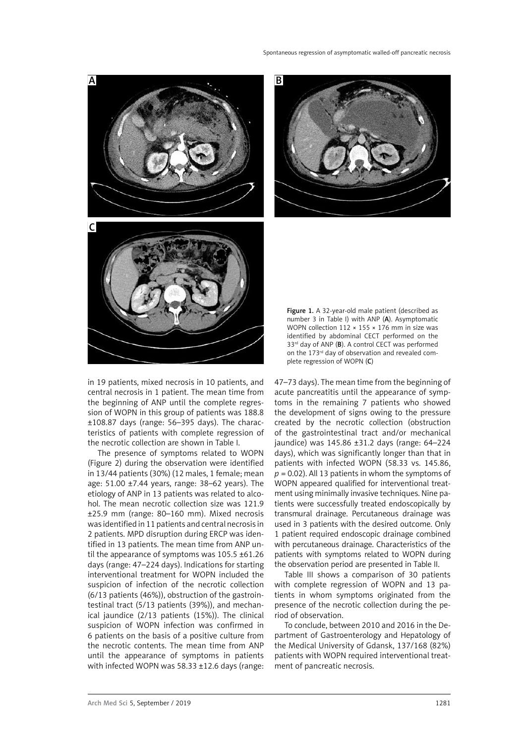Figure 1. A 32-year-old male patient (described as number 3 in Table I) with ANP (**A**). Asymptomatic WOPN collection 112 × 155 × 176 mm in size was identified by abdominal CECT performed on the 33[rd] day of ANP (**B**). A control CECT was performed on the 173[rd] day of observation and revealed complete regression of WOPN (**C**)

in 19 patients, mixed necrosis in 10 patients, and central necrosis in 1 patient. The mean time from the beginning of ANP until the complete regression of WOPN in this group of patients was 188.8 ±108.87 days (range: 56–395 days). The characteristics of patients with complete regression of the necrotic collection are shown in Table I.

The presence of symptoms related to WOPN (Figure 2) during the observation were identified in 13/44 patients (30%) (12 males, 1 female; mean age: 51.00 ±7.44 years, range: 38–62 years). The etiology of ANP in 13 patients was related to alcohol. The mean necrotic collection size was 121.9 ±25.9 mm (range: 80–160 mm). Mixed necrosis was identified in 11 patients and central necrosis in 2 patients. MPD disruption during ERCP was identified in 13 patients. The mean time from ANP until the appearance of symptoms was 105.5 ±61.26 days (range: 47–224 days). Indications for starting interventional treatment for WOPN included the suspicion of infection of the necrotic collection (6/13 patients (46%)), obstruction of the gastrointestinal tract (5/13 patients (39%)), and mechanical jaundice (2/13 patients (15%)). The clinical suspicion of WOPN infection was confirmed in 6 patients on the basis of a positive culture from the necrotic contents. The mean time from ANP until the appearance of symptoms in patients with infected WOPN was 58.33 ±12.6 days (range: 47–73 days). The mean time from the beginning of acute pancreatitis until the appearance of symptoms in the remaining 7 patients who showed the development of signs owing to the pressure created by the necrotic collection (obstruction of the gastrointestinal tract and/or mechanical jaundice) was 145.86 ±31.2 days (range: 64–224 days), which was significantly longer than that in patients with infected WOPN (58.33 vs. 145.86, $p = 0.02$). All 13 patients in whom the symptoms of WOPN appeared qualified for interventional treatment using minimally invasive techniques. Nine patients were successfully treated endoscopically by transmural drainage. Percutaneous drainage was used in 3 patients with the desired outcome. Only 1 patient required endoscopic drainage combined with percutaneous drainage. Characteristics of the patients with symptoms related to WOPN during the observation period are presented in Table II.

Table III shows a comparison of 30 patients with complete regression of WOPN and 13 patients in whom symptoms originated from the presence of the necrotic collection during the period of observation.

To conclude, between 2010 and 2016 in the Department of Gastroenterology and Hepatology of the Medical University of Gdansk, 137/168 (82%) patients with WOPN required interventional treatment of pancreatic necrosis.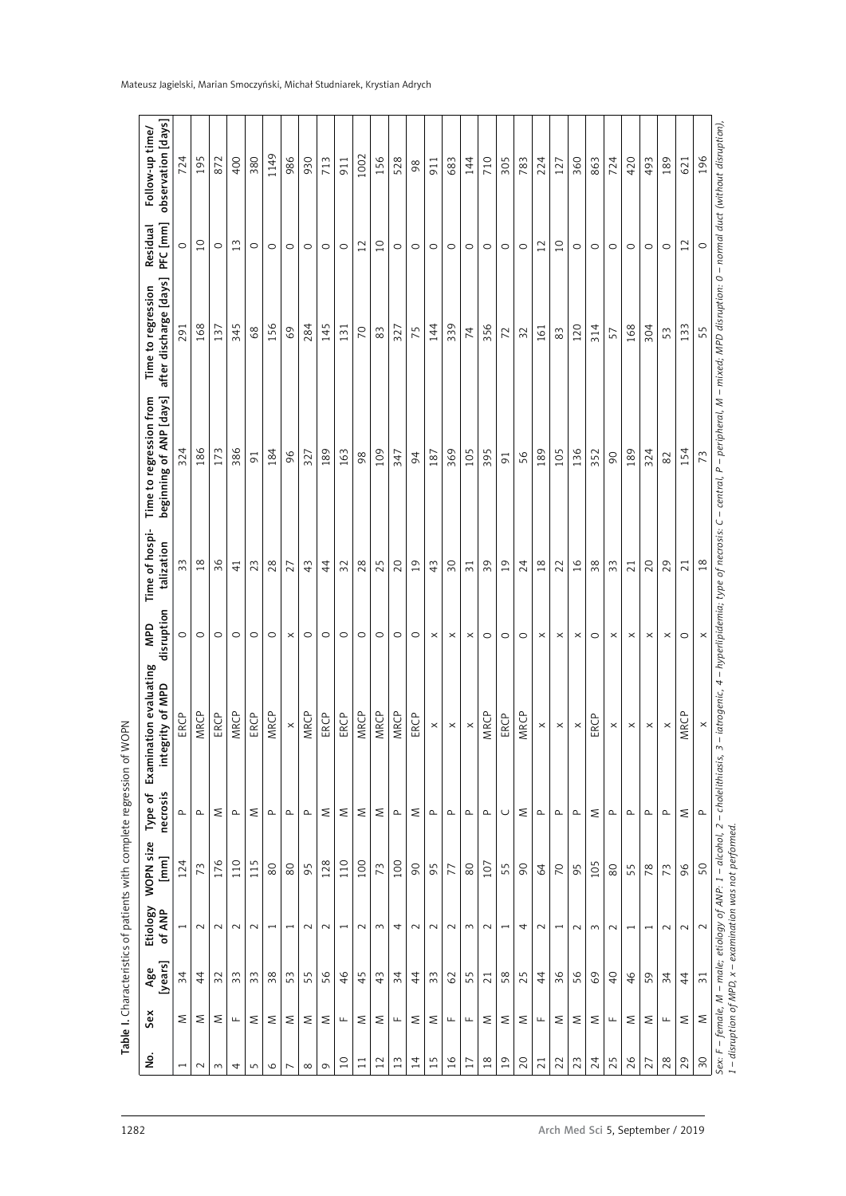**Table I.** Characteristics of patients with complete regression of WOPN

| No. | Sex | Age [years] | Etiology of ANP | WOPN size [mm] | Type of necrosis | Examination evaluating integrity of MPD | MPD disruption | Time of hospitalization | Time to regression from beginning of ANP [days] | Time to regression after discharge [days] | Residual PFC [mm] | Follow-up time/observation [days] |
|---|---|---|---|---|---|---|---|---|---|---|---|---|
| 1 | M | 34 | 1 | 124 | P | ERCP | 0 | 33 | 324 | 291 | 0 | 724 |
| 2 | M | 44 | 2 | 73 | P | MRCP | 0 | 18 | 186 | 168 | 10 | 195 |
| 3 | M | 32 | 2 | 176 | M | ERCP | 0 | 36 | 173 | 137 | 0 | 872 |
| 4 | F | 33 | 2 | 110 | P | MRCP | 0 | 41 | 386 | 345 | 13 | 400 |
| 5 | M | 33 | 2 | 115 | M | ERCP | 0 | 23 | 91 | 68 | 0 | 380 |
| 6 | M | 38 | 1 | 80 | P | MRCP | 0 | 28 | 184 | 156 | 0 | 1149 |
| 7 | M | 53 | 1 | 80 | P | x | x | 27 | 96 | 69 | 0 | 986 |
| 8 | M | 55 | 2 | 95 | P | MRCP | 0 | 43 | 327 | 284 | 0 | 930 |
| 9 | M | 56 | 2 | 128 | M | ERCP | 0 | 44 | 189 | 145 | 0 | 713 |
| 10 | F | 46 | 1 | 110 | M | ERCP | 0 | 32 | 163 | 131 | 0 | 911 |
| 11 | M | 45 | 2 | 100 | M | MRCP | 0 | 28 | 98 | 70 | 12 | 1002 |
| 12 | M | 43 | 3 | 73 | M | MRCP | 0 | 25 | 109 | 83 | 10 | 156 |
| 13 | F | 34 | 4 | 100 | P | MRCP | 0 | 20 | 347 | 327 | 0 | 528 |
| 14 | M | 44 | 2 | 90 | M | ERCP | 0 | 19 | 94 | 75 | 0 | 98 |
| 15 | M | 33 | 2 | 95 | P | x | x | 43 | 187 | 144 | 0 | 911 |
| 16 | F | 62 | 2 | 77 | P | x | x | 30 | 369 | 339 | 0 | 683 |
| 17 | F | 55 | 3 | 80 | P | x | x | 31 | 105 | 74 | 0 | 144 |
| 18 | M | 21 | 2 | 107 | P | MRCP | 0 | 39 | 395 | 356 | 0 | 710 |
| 19 | M | 58 | 1 | 55 | C | ERCP | 0 | 19 | 91 | 72 | 0 | 305 |
| 20 | M | 25 | 4 | 90 | M | MRCP | 0 | 24 | 56 | 32 | 0 | 783 |
| 21 | F | 44 | 2 | 64 | P | x | x | 18 | 189 | 161 | 12 | 224 |
| 22 | M | 36 | 1 | 70 | P | x | x | 22 | 105 | 83 | 10 | 127 |
| 23 | M | 56 | 2 | 95 | P | x | x | 16 | 136 | 120 | 0 | 360 |
| 24 | M | 69 | 3 | 105 | M | ERCP | 0 | 38 | 352 | 314 | 0 | 863 |
| 25 | F | 40 | 2 | 80 | P | x | x | 33 | 90 | 57 | 0 | 724 |
| 26 | M | 46 | 1 | 55 | P | x | x | 21 | 189 | 168 | 0 | 420 |
| 27 | M | 59 | 1 | 78 | P | x | x | 20 | 324 | 304 | 0 | 493 |
| 28 | F | 34 | 2 | 73 | P | x | x | 29 | 82 | 53 | 0 | 189 |
| 29 | M | 44 | 2 | 96 | M | MRCP | 0 | 21 | 154 | 133 | 12 | 621 |
| 30 | M | 31 | 2 | 50 | P | x | x | 18 | 73 | 55 | 0 | 196 |

*Sex: F – female, M – male; etiology of ANP: 1 – alcohol, 2 – cholelithiasis, 3 – iatrogenic, 4 – hyperlipidemia; type of necrosis: C – central, P – peripheral, M – mixed; MPD disruption: 0 – normal duct (without disruption), 1 – disruption of MPD, x – examination was not performed.*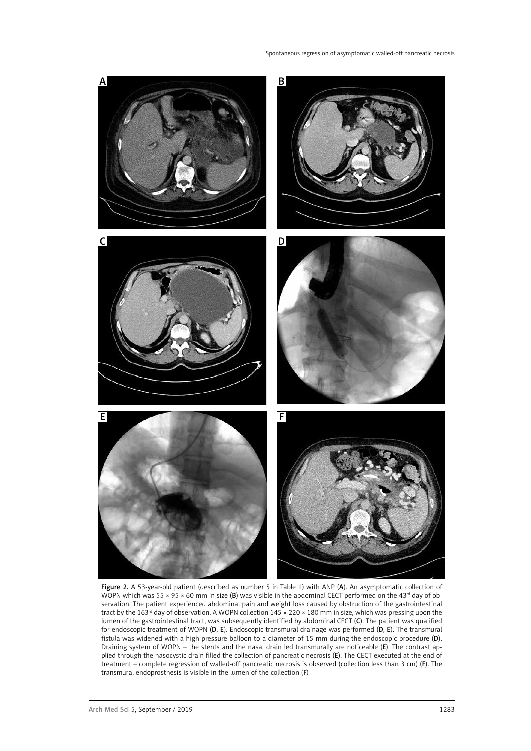**Figure 2.** A 53-year-old patient (described as number 5 in Table II) with ANP (**A**). An asymptomatic collection of WOPN which was 55 × 95 × 60 mm in size (**B**) was visible in the abdominal CECT performed on the 43[rd] day of observation. The patient experienced abdominal pain and weight loss caused by obstruction of the gastrointestinal tract by the 163[rd] day of observation. A WOPN collection 145 × 220 × 180 mm in size, which was pressing upon the lumen of the gastrointestinal tract, was subsequently identified by abdominal CECT (**C**). The patient was qualified for endoscopic treatment of WOPN (**D**, **E**). Endoscopic transmural drainage was performed (**D**, **E**). The transmural fistula was widened with a high-pressure balloon to a diameter of 15 mm during the endoscopic procedure (**D**). Draining system of WOPN – the stents and the nasal drain led transmurally are noticeable (**E**). The contrast applied through the nasocystic drain filled the collection of pancreatic necrosis (**E**). The CECT executed at the end of treatment – complete regression of walled-off pancreatic necrosis is observed (collection less than 3 cm) (**F**). The transmural endoprosthesis is visible in the lumen of the collection (**F**)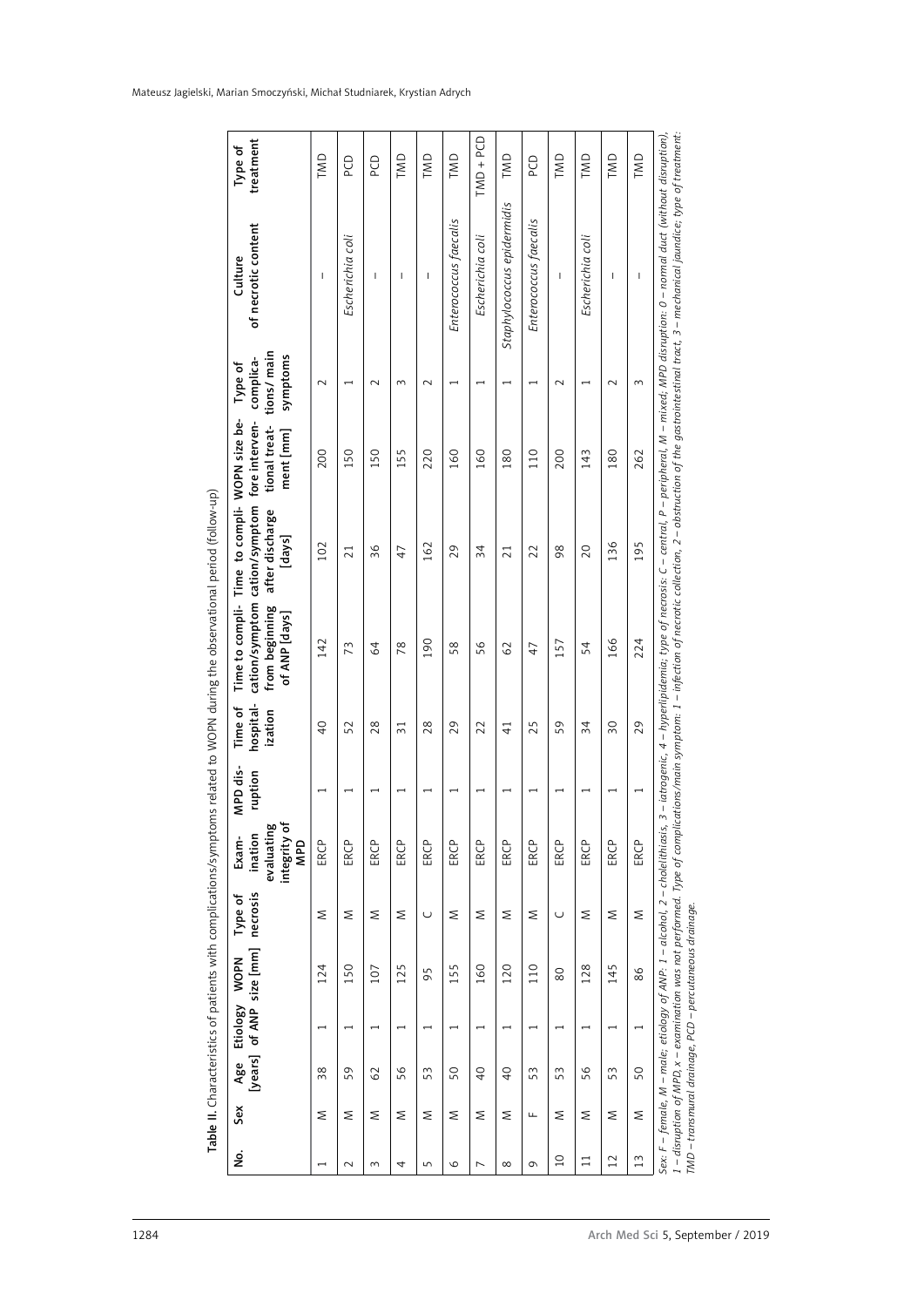**Table II.** Characteristics of patients with complications/symptoms related to WOPN during the observational period (follow-up)

| No. | Sex | Age [years] | Etiology of ANP | WOPN size [mm] | Type of necrosis | Examination evaluating integrity of MPD | MPD disruption | Time of hospitalization | Time to complication/symptom from beginning of ANP [days] | Time to complication/symptom after discharge [days] | WOPN size before interventional treatment [mm] | Type of complications/ main symptoms | Culture of necrotic content | Type of treatment |
|---|---|---|---|---|---|---|---|---|---|---|---|---|---|---|
| 1 | M | 38 | 1 | 124 | M | ERCP | 1 | 40 | 142 | 102 | 200 | 2 | – | TMD |
| 2 | M | 59 | 1 | 150 | M | ERCP | 1 | 52 | 73 | 21 | 150 | 1 | *Escherichia coli* | PCD |
| 3 | M | 62 | 1 | 107 | M | ERCP | 1 | 28 | 64 | 36 | 150 | 2 | – | PCD |
| 4 | M | 56 | 1 | 125 | M | ERCP | 1 | 31 | 78 | 47 | 155 | 3 | – | TMD |
| 5 | M | 53 | 1 | 95 | C | ERCP | 1 | 28 | 190 | 162 | 220 | 2 | – | TMD |
| 6 | M | 50 | 1 | 155 | M | ERCP | 1 | 29 | 58 | 29 | 160 | 1 | *Enterococcus faecalis* | TMD |
| 7 | M | 40 | 1 | 160 | M | ERCP | 1 | 22 | 56 | 34 | 160 | 1 | *Escherichia coli* | TMD + PCD |
| 8 | M | 40 | 1 | 120 | M | ERCP | 1 | 41 | 62 | 21 | 180 | 1 | *Staphylococcus epidermidis* | TMD |
| 9 | F | 53 | 1 | 110 | M | ERCP | 1 | 25 | 47 | 22 | 110 | 1 | *Enterococcus faecalis* | PCD |
| 10 | M | 53 | 1 | 80 | C | ERCP | 1 | 59 | 157 | 98 | 200 | 2 | – | TMD |
| 11 | M | 56 | 1 | 128 | M | ERCP | 1 | 34 | 54 | 20 | 143 | 1 | *Escherichia coli* | TMD |
| 12 | M | 53 | 1 | 145 | M | ERCP | 1 | 30 | 166 | 136 | 180 | 2 | – | TMD |
| 13 | M | 50 | 1 | 86 | M | ERCP | 1 | 29 | 224 | 195 | 262 | 3 | – | TMD |

*Sex: F – female, M – male; etiology of ANP: 1 – alcohol, 2 – cholelithiasis, 3 – iatrogenic, 4 – hyperlipidemia; type of necrosis: C – central, P – peripheral, M – mixed; MPD disruption: 0 – normal duct (without disruption), 1 – disruption of MPD, x – examination was not performed. Type of complications/main symptom: 1 – infection of necrotic collection, 2 – obstruction of the gastrointestinal tract, 3 – mechanical jaundice; type of treatment: TMD – transmural drainage, PCD – percutaneous drainage.*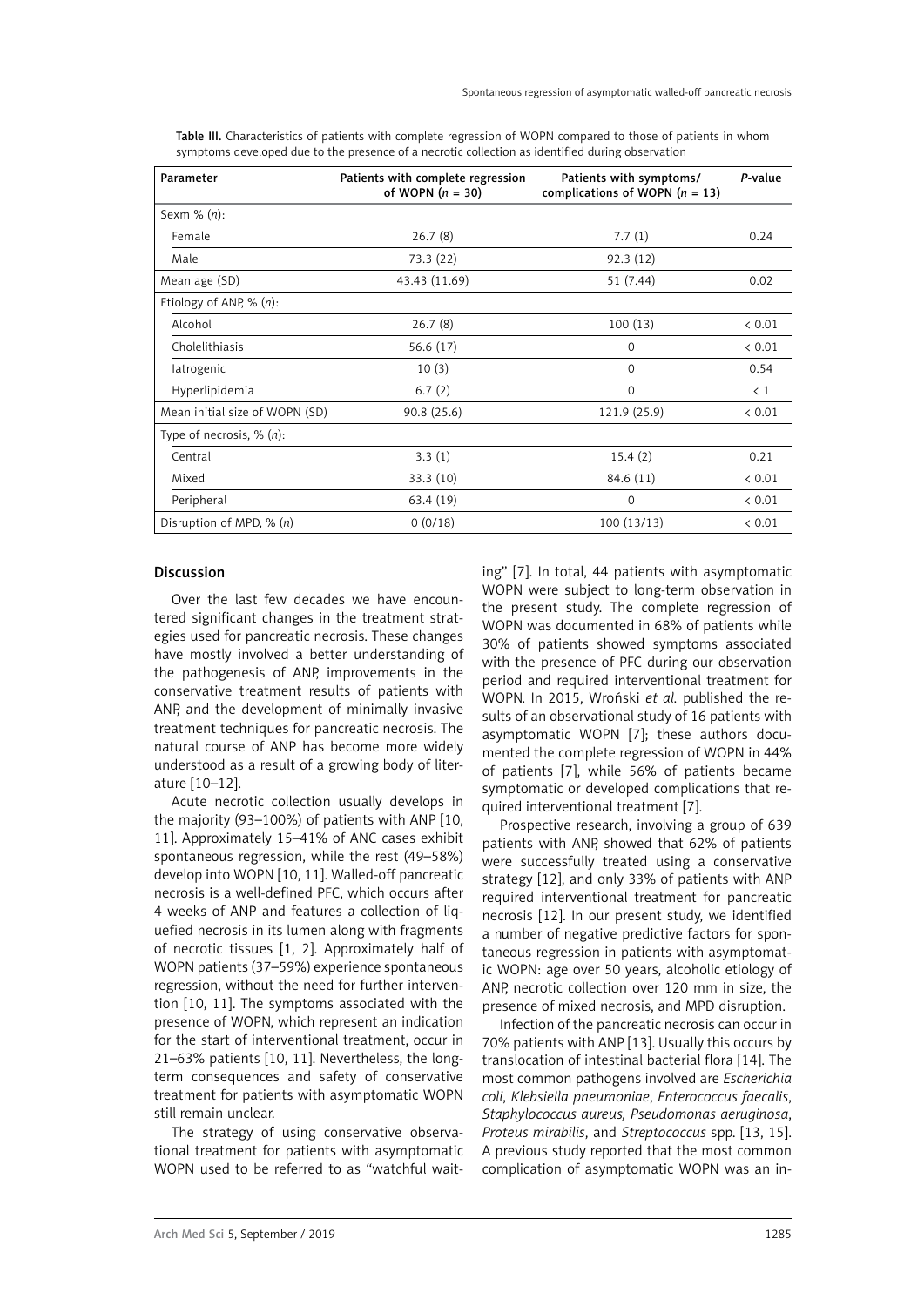Table III. Characteristics of patients with complete regression of WOPN compared to those of patients in whom symptoms developed due to the presence of a necrotic collection as identified during observation

| Parameter | Patients with complete regression of WOPN ($n$ = 30) | Patients with symptoms/ complications of WOPN ($n$ = 13) | *P*-value |
|---|---|---|---|
| Sexm % ($n$): | | | |
| Female | 26.7 (8) | 7.7 (1) | 0.24 |
| Male | 73.3 (22) | 92.3 (12) | |
| Mean age (SD) | 43.43 (11.69) | 51 (7.44) | 0.02 |
| Etiology of ANP, % ($n$): | | | |
| Alcohol | 26.7 (8) | 100 (13) | < 0.01 |
| Cholelithiasis | 56.6 (17) | 0 | < 0.01 |
| Iatrogenic | 10 (3) | 0 | 0.54 |
| Hyperlipidemia | 6.7 (2) | 0 | < 1 |
| Mean initial size of WOPN (SD) | 90.8 (25.6) | 121.9 (25.9) | < 0.01 |
| Type of necrosis, % ($n$): | | | |
| Central | 3.3 (1) | 15.4 (2) | 0.21 |
| Mixed | 33.3 (10) | 84.6 (11) | < 0.01 |
| Peripheral | 63.4 (19) | 0 | < 0.01 |
| Disruption of MPD, % ($n$) | 0 (0/18) | 100 (13/13) | < 0.01 |

## Discussion

Over the last few decades we have encountered significant changes in the treatment strategies used for pancreatic necrosis. These changes have mostly involved a better understanding of the pathogenesis of ANP, improvements in the conservative treatment results of patients with ANP, and the development of minimally invasive treatment techniques for pancreatic necrosis. The natural course of ANP has become more widely understood as a result of a growing body of literature [10–12].

Acute necrotic collection usually develops in the majority (93–100%) of patients with ANP [10, 11]. Approximately 15–41% of ANC cases exhibit spontaneous regression, while the rest (49–58%) develop into WOPN [10, 11]. Walled-off pancreatic necrosis is a well-defined PFC, which occurs after 4 weeks of ANP and features a collection of liquefied necrosis in its lumen along with fragments of necrotic tissues [1, 2]. Approximately half of WOPN patients (37–59%) experience spontaneous regression, without the need for further intervention [10, 11]. The symptoms associated with the presence of WOPN, which represent an indication for the start of interventional treatment, occur in 21–63% patients [10, 11]. Nevertheless, the long-term consequences and safety of conservative treatment for patients with asymptomatic WOPN still remain unclear.

The strategy of using conservative observational treatment for patients with asymptomatic WOPN used to be referred to as "watchful waiting" [7]. In total, 44 patients with asymptomatic WOPN were subject to long-term observation in the present study. The complete regression of WOPN was documented in 68% of patients while 30% of patients showed symptoms associated with the presence of PFC during our observation period and required interventional treatment for WOPN. In 2015, Wroński *et al.* published the results of an observational study of 16 patients with asymptomatic WOPN [7]; these authors documented the complete regression of WOPN in 44% of patients [7], while 56% of patients became symptomatic or developed complications that required interventional treatment [7].

Prospective research, involving a group of 639 patients with ANP, showed that 62% of patients were successfully treated using a conservative strategy [12], and only 33% of patients with ANP required interventional treatment for pancreatic necrosis [12]. In our present study, we identified a number of negative predictive factors for spontaneous regression in patients with asymptomatic WOPN: age over 50 years, alcoholic etiology of ANP, necrotic collection over 120 mm in size, the presence of mixed necrosis, and MPD disruption.

Infection of the pancreatic necrosis can occur in 70% patients with ANP [13]. Usually this occurs by translocation of intestinal bacterial flora [14]. The most common pathogens involved are *Escherichia coli*, *Klebsiella pneumoniae*, *Enterococcus faecalis*, *Staphylococcus aureus, Pseudomonas aeruginosa*, *Proteus mirabilis*, and *Streptococcus* spp. [13, 15]. A previous study reported that the most common complication of asymptomatic WOPN was an in-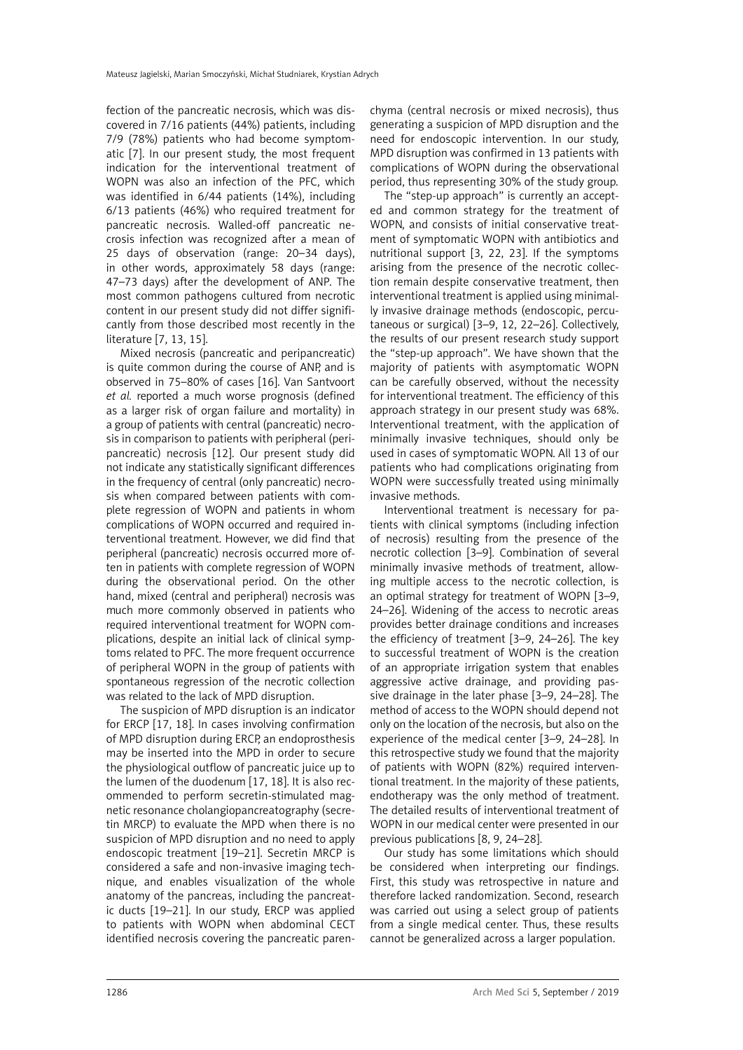fection of the pancreatic necrosis, which was discovered in 7/16 patients (44%) patients, including 7/9 (78%) patients who had become symptomatic [7]. In our present study, the most frequent indication for the interventional treatment of WOPN was also an infection of the PFC, which was identified in 6/44 patients (14%), including 6/13 patients (46%) who required treatment for pancreatic necrosis. Walled-off pancreatic necrosis infection was recognized after a mean of 25 days of observation (range: 20–34 days), in other words, approximately 58 days (range: 47–73 days) after the development of ANP. The most common pathogens cultured from necrotic content in our present study did not differ significantly from those described most recently in the literature [7, 13, 15].

Mixed necrosis (pancreatic and peripancreatic) is quite common during the course of ANP, and is observed in 75–80% of cases [16]. Van Santvoort *et al.* reported a much worse prognosis (defined as a larger risk of organ failure and mortality) in a group of patients with central (pancreatic) necrosis in comparison to patients with peripheral (peripancreatic) necrosis [12]. Our present study did not indicate any statistically significant differences in the frequency of central (only pancreatic) necrosis when compared between patients with complete regression of WOPN and patients in whom complications of WOPN occurred and required interventional treatment. However, we did find that peripheral (pancreatic) necrosis occurred more often in patients with complete regression of WOPN during the observational period. On the other hand, mixed (central and peripheral) necrosis was much more commonly observed in patients who required interventional treatment for WOPN complications, despite an initial lack of clinical symptoms related to PFC. The more frequent occurrence of peripheral WOPN in the group of patients with spontaneous regression of the necrotic collection was related to the lack of MPD disruption.

The suspicion of MPD disruption is an indicator for ERCP [17, 18]. In cases involving confirmation of MPD disruption during ERCP, an endoprosthesis may be inserted into the MPD in order to secure the physiological outflow of pancreatic juice up to the lumen of the duodenum [17, 18]. It is also recommended to perform secretin-stimulated magnetic resonance cholangiopancreatography (secretin MRCP) to evaluate the MPD when there is no suspicion of MPD disruption and no need to apply endoscopic treatment [19–21]. Secretin MRCP is considered a safe and non-invasive imaging technique, and enables visualization of the whole anatomy of the pancreas, including the pancreatic ducts [19–21]. In our study, ERCP was applied to patients with WOPN when abdominal CECT identified necrosis covering the pancreatic parenchyma (central necrosis or mixed necrosis), thus generating a suspicion of MPD disruption and the need for endoscopic intervention. In our study, MPD disruption was confirmed in 13 patients with complications of WOPN during the observational period, thus representing 30% of the study group.

The "step-up approach" is currently an accepted and common strategy for the treatment of WOPN, and consists of initial conservative treatment of symptomatic WOPN with antibiotics and nutritional support [3, 22, 23]. If the symptoms arising from the presence of the necrotic collection remain despite conservative treatment, then interventional treatment is applied using minimally invasive drainage methods (endoscopic, percutaneous or surgical) [3–9, 12, 22–26]. Collectively, the results of our present research study support the "step-up approach". We have shown that the majority of patients with asymptomatic WOPN can be carefully observed, without the necessity for interventional treatment. The efficiency of this approach strategy in our present study was 68%. Interventional treatment, with the application of minimally invasive techniques, should only be used in cases of symptomatic WOPN. All 13 of our patients who had complications originating from WOPN were successfully treated using minimally invasive methods.

Interventional treatment is necessary for patients with clinical symptoms (including infection of necrosis) resulting from the presence of the necrotic collection [3–9]. Combination of several minimally invasive methods of treatment, allowing multiple access to the necrotic collection, is an optimal strategy for treatment of WOPN [3–9, 24–26]. Widening of the access to necrotic areas provides better drainage conditions and increases the efficiency of treatment [3–9, 24–26]. The key to successful treatment of WOPN is the creation of an appropriate irrigation system that enables aggressive active drainage, and providing passive drainage in the later phase [3–9, 24–28]. The method of access to the WOPN should depend not only on the location of the necrosis, but also on the experience of the medical center [3–9, 24–28]. In this retrospective study we found that the majority of patients with WOPN (82%) required interventional treatment. In the majority of these patients, endotherapy was the only method of treatment. The detailed results of interventional treatment of WOPN in our medical center were presented in our previous publications [8, 9, 24–28].

Our study has some limitations which should be considered when interpreting our findings. First, this study was retrospective in nature and therefore lacked randomization. Second, research was carried out using a select group of patients from a single medical center. Thus, these results cannot be generalized across a larger population.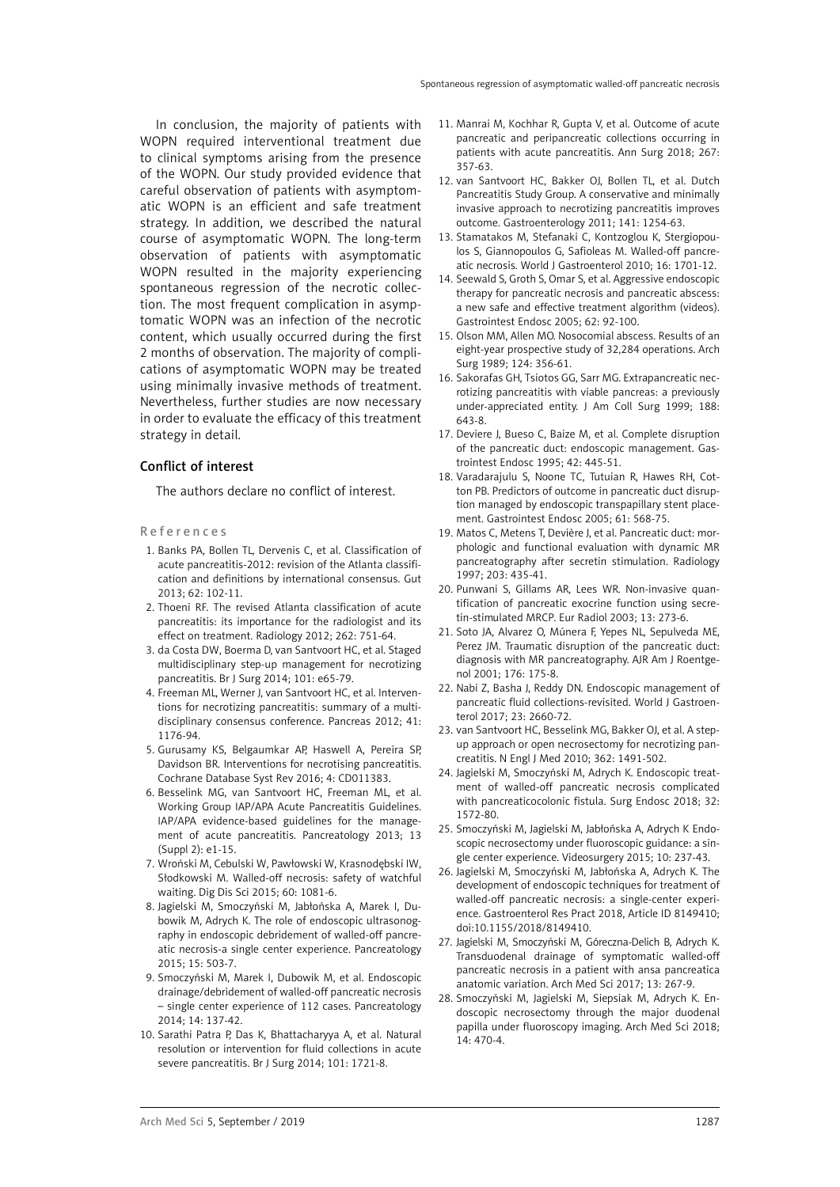In conclusion, the majority of patients with WOPN required interventional treatment due to clinical symptoms arising from the presence of the WOPN. Our study provided evidence that careful observation of patients with asymptomatic WOPN is an efficient and safe treatment strategy. In addition, we described the natural course of asymptomatic WOPN. The long-term observation of patients with asymptomatic WOPN resulted in the majority experiencing spontaneous regression of the necrotic collection. The most frequent complication in asymptomatic WOPN was an infection of the necrotic content, which usually occurred during the first 2 months of observation. The majority of complications of asymptomatic WOPN may be treated using minimally invasive methods of treatment. Nevertheless, further studies are now necessary in order to evaluate the efficacy of this treatment strategy in detail.

## Conflict of interest

The authors declare no conflict of interest.

## References

1. Banks PA, Bollen TL, Dervenis C, et al. Classification of acute pancreatitis-2012: revision of the Atlanta classification and definitions by international consensus. Gut 2013; 62: 102-11.
2. Thoeni RF. The revised Atlanta classification of acute pancreatitis: its importance for the radiologist and its effect on treatment. Radiology 2012; 262: 751-64.
3. da Costa DW, Boerma D, van Santvoort HC, et al. Staged multidisciplinary step-up management for necrotizing pancreatitis. Br J Surg 2014; 101: e65-79.
4. Freeman ML, Werner J, van Santvoort HC, et al. Interventions for necrotizing pancreatitis: summary of a multidisciplinary consensus conference. Pancreas 2012; 41: 1176-94.
5. Gurusamy KS, Belgaumkar AP, Haswell A, Pereira SP, Davidson BR. Interventions for necrotising pancreatitis. Cochrane Database Syst Rev 2016; 4: CD011383.
6. Besselink MG, van Santvoort HC, Freeman ML, et al. Working Group IAP/APA Acute Pancreatitis Guidelines. IAP/APA evidence-based guidelines for the management of acute pancreatitis. Pancreatology 2013; 13 (Suppl 2): e1-15.
7. Wroński M, Cebulski W, Pawłowski W, Krasnodębski IW, Słodkowski M. Walled-off necrosis: safety of watchful waiting. Dig Dis Sci 2015; 60: 1081-6.
8. Jagielski M, Smoczyński M, Jabłońska A, Marek I, Dubowik M, Adrych K. The role of endoscopic ultrasonography in endoscopic debridement of walled-off pancreatic necrosis-a single center experience. Pancreatology 2015; 15: 503-7.
9. Smoczyński M, Marek I, Dubowik M, et al. Endoscopic drainage/debridement of walled-off pancreatic necrosis – single center experience of 112 cases. Pancreatology 2014; 14: 137-42.
10. Sarathi Patra P, Das K, Bhattacharyya A, et al. Natural resolution or intervention for fluid collections in acute severe pancreatitis. Br J Surg 2014; 101: 1721-8.
11. Manrai M, Kochhar R, Gupta V, et al. Outcome of acute pancreatic and peripancreatic collections occurring in patients with acute pancreatitis. Ann Surg 2018; 267: 357-63.
12. van Santvoort HC, Bakker OJ, Bollen TL, et al. Dutch Pancreatitis Study Group. A conservative and minimally invasive approach to necrotizing pancreatitis improves outcome. Gastroenterology 2011; 141: 1254-63.
13. Stamatakos M, Stefanaki C, Kontzoglou K, Stergiopoulos S, Giannopoulos G, Safioleas M. Walled-off pancreatic necrosis. World J Gastroenterol 2010; 16: 1701-12.
14. Seewald S, Groth S, Omar S, et al. Aggressive endoscopic therapy for pancreatic necrosis and pancreatic abscess: a new safe and effective treatment algorithm (videos). Gastrointest Endosc 2005; 62: 92-100.
15. Olson MM, Allen MO. Nosocomial abscess. Results of an eight-year prospective study of 32,284 operations. Arch Surg 1989; 124: 356-61.
16. Sakorafas GH, Tsiotos GG, Sarr MG. Extrapancreatic necrotizing pancreatitis with viable pancreas: a previously under-appreciated entity. J Am Coll Surg 1999; 188: 643-8.
17. Deviere J, Bueso C, Baize M, et al. Complete disruption of the pancreatic duct: endoscopic management. Gastrointest Endosc 1995; 42: 445-51.
18. Varadarajulu S, Noone TC, Tutuian R, Hawes RH, Cotton PB. Predictors of outcome in pancreatic duct disruption managed by endoscopic transpapillary stent placement. Gastrointest Endosc 2005; 61: 568-75.
19. Matos C, Metens T, Devière J, et al. Pancreatic duct: morphologic and functional evaluation with dynamic MR pancreatography after secretin stimulation. Radiology 1997; 203: 435-41.
20. Punwani S, Gillams AR, Lees WR. Non-invasive quantification of pancreatic exocrine function using secretin-stimulated MRCP. Eur Radiol 2003; 13: 273-6.
21. Soto JA, Alvarez O, Múnera F, Yepes NL, Sepulveda ME, Perez JM. Traumatic disruption of the pancreatic duct: diagnosis with MR pancreatography. AJR Am J Roentgenol 2001; 176: 175-8.
22. Nabi Z, Basha J, Reddy DN. Endoscopic management of pancreatic fluid collections-revisited. World J Gastroenterol 2017; 23: 2660-72.
23. van Santvoort HC, Besselink MG, Bakker OJ, et al. A step-up approach or open necrosectomy for necrotizing pancreatitis. N Engl J Med 2010; 362: 1491-502.
24. Jagielski M, Smoczyński M, Adrych K. Endoscopic treatment of walled-off pancreatic necrosis complicated with pancreaticocolonic fistula. Surg Endosc 2018; 32: 1572-80.
25. Smoczyński M, Jagielski M, Jabłońska A, Adrych K Endoscopic necrosectomy under fluoroscopic guidance: a single center experience. Videosurgery 2015; 10: 237-43.
26. Jagielski M, Smoczyński M, Jabłońska A, Adrych K. The development of endoscopic techniques for treatment of walled-off pancreatic necrosis: a single-center experience. Gastroenterol Res Pract 2018, Article ID 8149410; doi:10.1155/2018/8149410.
27. Jagielski M, Smoczyński M, Góreczna-Delich B, Adrych K. Transduodenal drainage of symptomatic walled-off pancreatic necrosis in a patient with ansa pancreatica anatomic variation. Arch Med Sci 2017; 13: 267-9.
28. Smoczyński M, Jagielski M, Siepsiak M, Adrych K. Endoscopic necrosectomy through the major duodenal papilla under fluoroscopy imaging. Arch Med Sci 2018; 14: 470-4.